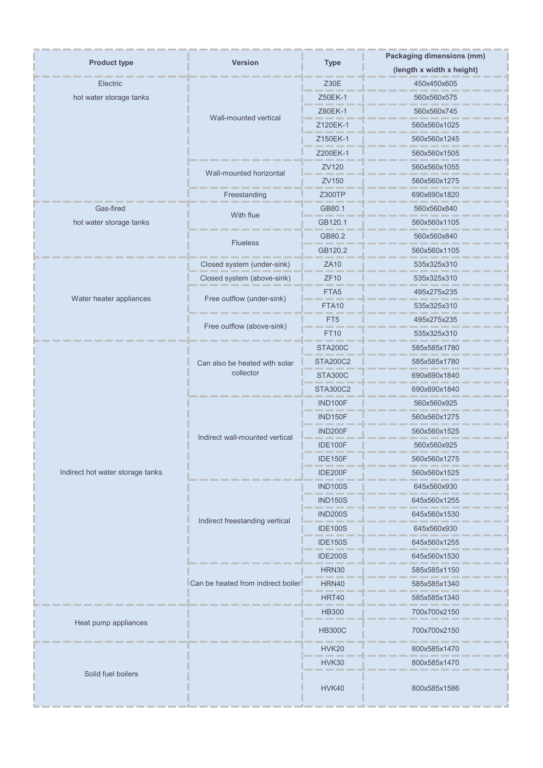| Product type | Version | Type | Packaging dimensions (mm) (length x width x height) |
|---|---|---|---|
| Electric hot water storage tanks | Wall-mounted vertical | Z30E | 450x450x605 |
| | | Z50EK-1 | 560x560x575 |
| | | Z80EK-1 | 560x560x745 |
| | | Z120EK-1 | 560x560x1025 |
| | | Z150EK-1 | 560x560x1245 |
| | | Z200EK-1 | 560x560x1505 |
| | Wall-mounted horizontal | ZV120 | 560x560x1055 |
| | | ZV150 | 560x560x1275 |
| | Freestanding | Z300TP | 690x690x1820 |
| Gas-fired hot water storage tanks | With flue | GB80.1 | 560x560x840 |
| | | GB120.1 | 560x560x1105 |
| | Flueless | GB80.2 | 560x560x840 |
| | | GB120.2 | 560x560x1105 |
| Water heater appliances | Closed system (under-sink) | ZA10 | 535x325x310 |
| | Closed system (above-sink) | ZF10 | 535x325x310 |
| | Free outflow (under-sink) | FTA5 | 495x275x235 |
| | | FTA10 | 535x325x310 |
| | Free outflow (above-sink) | FT5 | 495x275x235 |
| | | FT10 | 535x325x310 |
| Indirect hot water storage tanks | Can also be heated with solar collector | STA200C | 585x585x1780 |
| | | STA200C2 | 585x585x1780 |
| | | STA300C | 690x690x1840 |
| | | STA300C2 | 690x690x1840 |
| | Indirect wall-mounted vertical | IND100F | 560x560x925 |
| | | IND150F | 560x560x1275 |
| | | IND200F | 560x560x1525 |
| | | IDE100F | 560x560x925 |
| | | IDE150F | 560x560x1275 |
| | | IDE200F | 560x560x1525 |
| | Indirect freestanding vertical | IND100S | 645x560x930 |
| | | IND150S | 645x560x1255 |
| | | IND200S | 645x560x1530 |
| | | IDE100S | 645x560x930 |
| | | IDE150S | 645x560x1255 |
| | | IDE200S | 645x560x1530 |
| | Can be heated from indirect boiler | HRN30 | 585x585x1150 |
| | | HRN40 | 585x585x1340 |
| | | HRT40 | 585x585x1340 |
| Heat pump appliances | | HB300 | 700x700x2150 |
| | | HB300C | 700x700x2150 |
| Solid fuel boilers | | HVK20 | 800x585x1470 |
| | | HVK30 | 800x585x1470 |
| | | HVK40 | 800x585x1586 |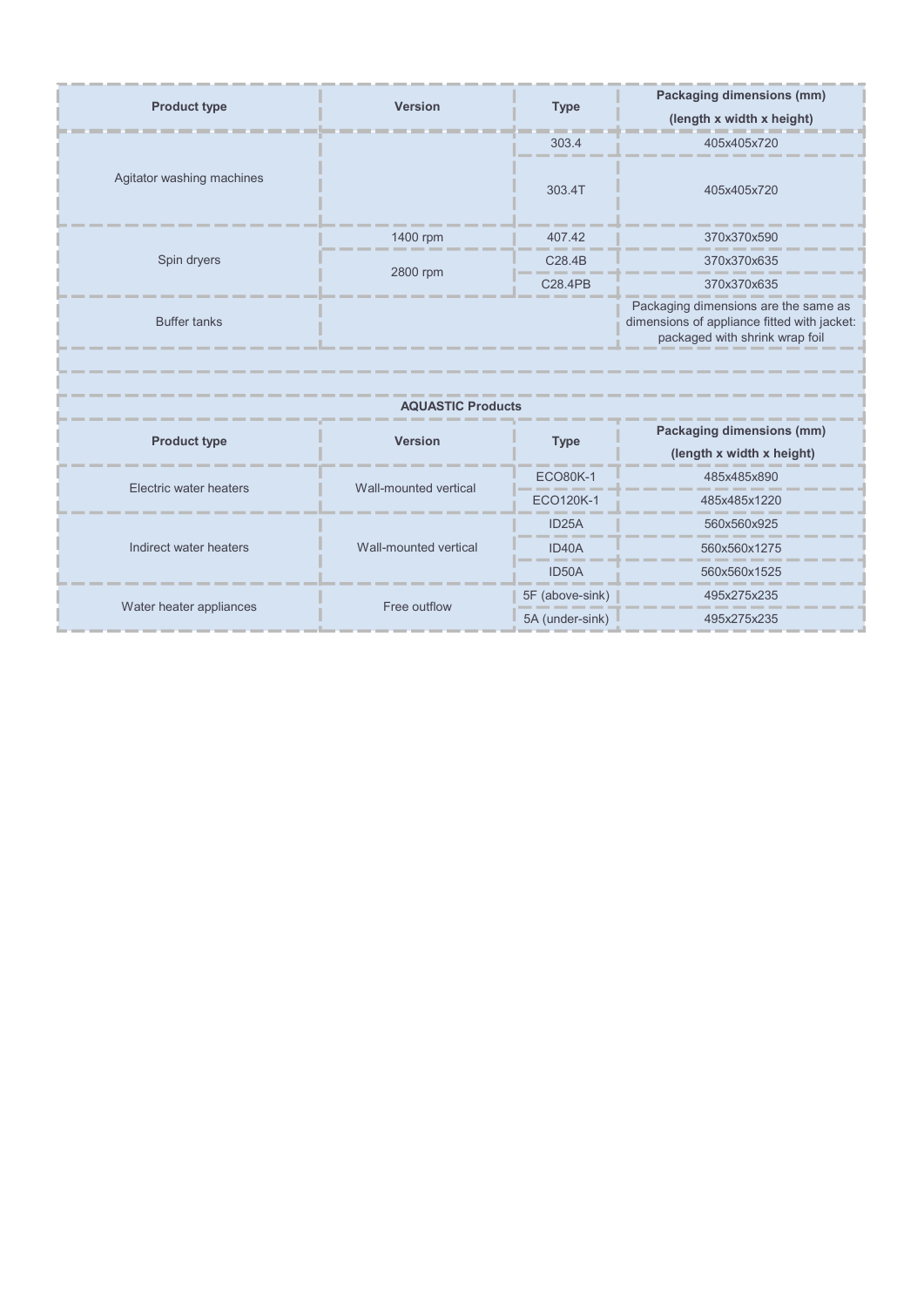| Product type | Version | Type | Packaging dimensions (mm) (length x width x height) |
|---|---|---|---|
| Agitator washing machines | | 303.4 | 405x405x720 |
| | | 303.4T | 405x405x720 |
| Spin dryers | 1400 rpm | 407.42 | 370x370x590 |
| | 2800 rpm | C28.4B | 370x370x635 |
| | | C28.4PB | 370x370x635 |
| Buffer tanks | | | Packaging dimensions are the same as dimensions of appliance fitted with jacket: packaged with shrink wrap foil |

**AQUASTIC Products**

| Product type | Version | Type | Packaging dimensions (mm) (length x width x height) |
|---|---|---|---|
| Electric water heaters | Wall-mounted vertical | ECO80K-1 | 485x485x890 |
| | | ECO120K-1 | 485x485x1220 |
| Indirect water heaters | Wall-mounted vertical | ID25A | 560x560x925 |
| | | ID40A | 560x560x1275 |
| | | ID50A | 560x560x1525 |
| Water heater appliances | Free outflow | 5F (above-sink) | 495x275x235 |
| | | 5A (under-sink) | 495x275x235 |